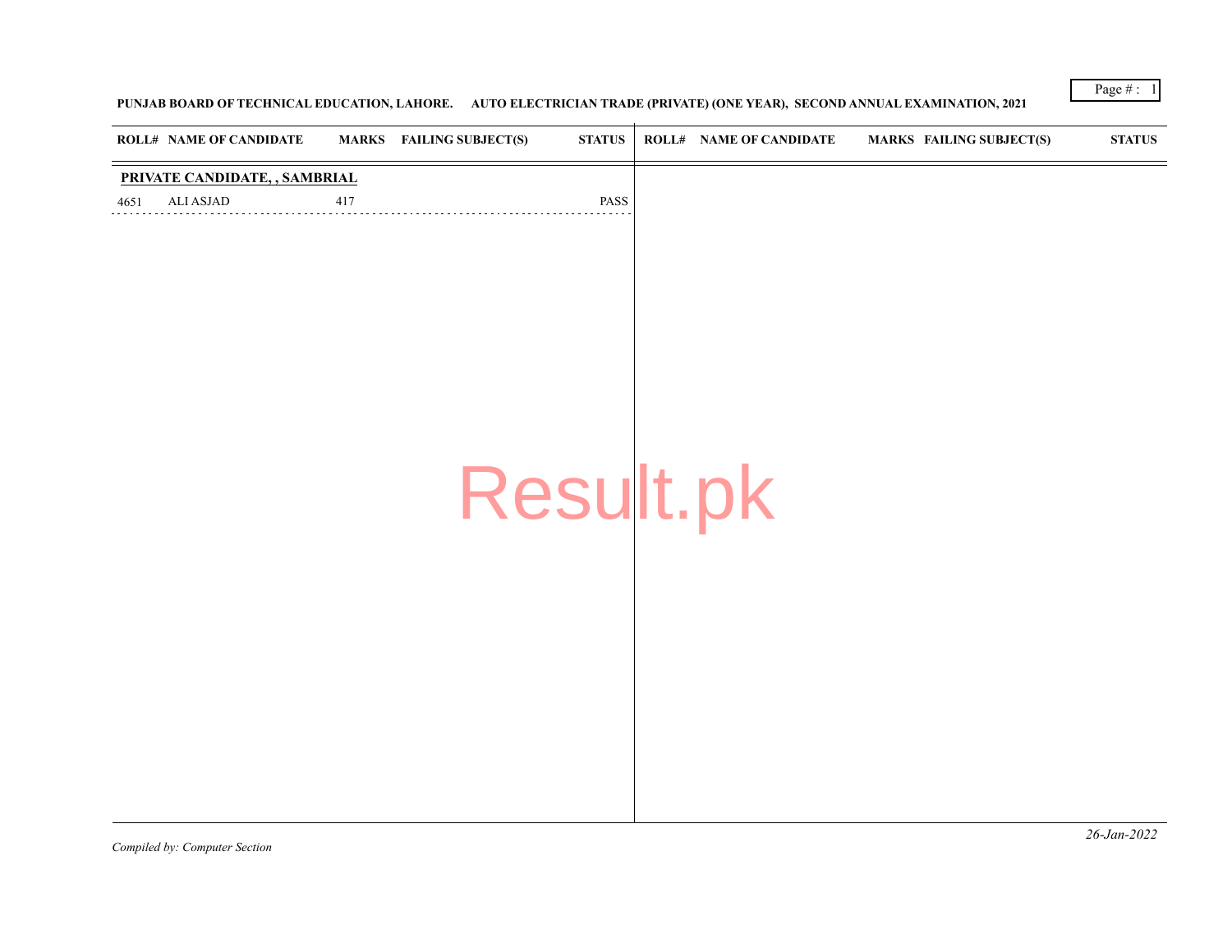**PUNJAB BOARD OF TECHNICAL EDUCATION, LAHORE. AUTO ELECTRICIAN TRADE (PRIVATE) (ONE YEAR), SECOND ANNUAL EXAMINATION, 2021**

| ROLL# | NAME OF CANDIDATE | MARKS | FAILING SUBJECT(S) | STATUS |
|---|---|---|---|---|
| **PRIVATE CANDIDATE, , SAMBRIAL** | | | | |
| 4651 | ALI ASJAD | 417 | | PASS |

Result.pk

*Compiled by: Computer Section*

*26-Jan-2022*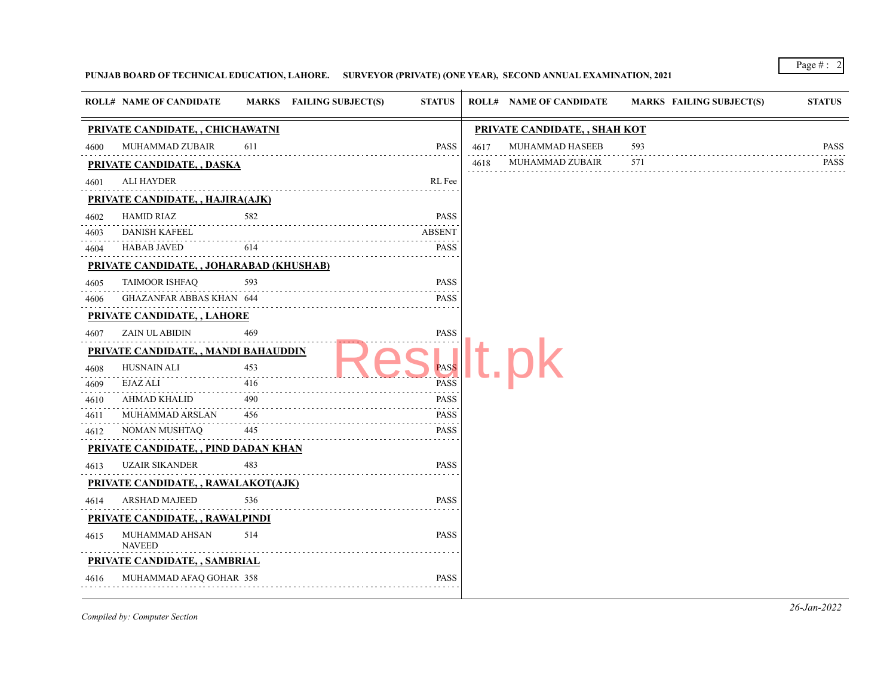**PUNJAB BOARD OF TECHNICAL EDUCATION, LAHORE. SURVEYOR (PRIVATE) (ONE YEAR), SECOND ANNUAL EXAMINATION, 2021**

| ROLL# | NAME OF CANDIDATE | MARKS | FAILING SUBJECT(S) | STATUS |
|---|---|---|---|---|
| **PRIVATE CANDIDATE, , CHICHAWATNI** | | | | |
| 4600 | MUHAMMAD ZUBAIR | 611 | | PASS |
| **PRIVATE CANDIDATE, , DASKA** | | | | |
| 4601 | ALI HAYDER | | | RL Fee |
| **PRIVATE CANDIDATE, , HAJIRA(AJK)** | | | | |
| 4602 | HAMID RIAZ | 582 | | PASS |
| 4603 | DANISH KAFEEL | | | ABSENT |
| 4604 | HABAB JAVED | 614 | | PASS |
| **PRIVATE CANDIDATE, , JOHARABAD (KHUSHAB)** | | | | |
| 4605 | TAIMOOR ISHFAQ | 593 | | PASS |
| 4606 | GHAZANFAR ABBAS KHAN | 644 | | PASS |
| **PRIVATE CANDIDATE, , LAHORE** | | | | |
| 4607 | ZAIN UL ABIDIN | 469 | | PASS |
| **PRIVATE CANDIDATE, , MANDI BAHAUDDIN** | | | | |
| 4608 | HUSNAIN ALI | 453 | | PASS |
| 4609 | EJAZ ALI | 416 | | PASS |
| 4610 | AHMAD KHALID | 490 | | PASS |
| 4611 | MUHAMMAD ARSLAN | 456 | | PASS |
| 4612 | NOMAN MUSHTAQ | 445 | | PASS |
| **PRIVATE CANDIDATE, , PIND DADAN KHAN** | | | | |
| 4613 | UZAIR SIKANDER | 483 | | PASS |
| **PRIVATE CANDIDATE, , RAWALAKOT(AJK)** | | | | |
| 4614 | ARSHAD MAJEED | 536 | | PASS |
| **PRIVATE CANDIDATE, , RAWALPINDI** | | | | |
| 4615 | MUHAMMAD AHSAN NAVEED | 514 | | PASS |
| **PRIVATE CANDIDATE, , SAMBRIAL** | | | | |
| 4616 | MUHAMMAD AFAQ GOHAR | 358 | | PASS |
| **PRIVATE CANDIDATE, , SHAH KOT** | | | | |
| 4617 | MUHAMMAD HASEEB | 593 | | PASS |
| 4618 | MUHAMMAD ZUBAIR | 571 | | PASS |

*Compiled by: Computer Section*

*26-Jan-2022*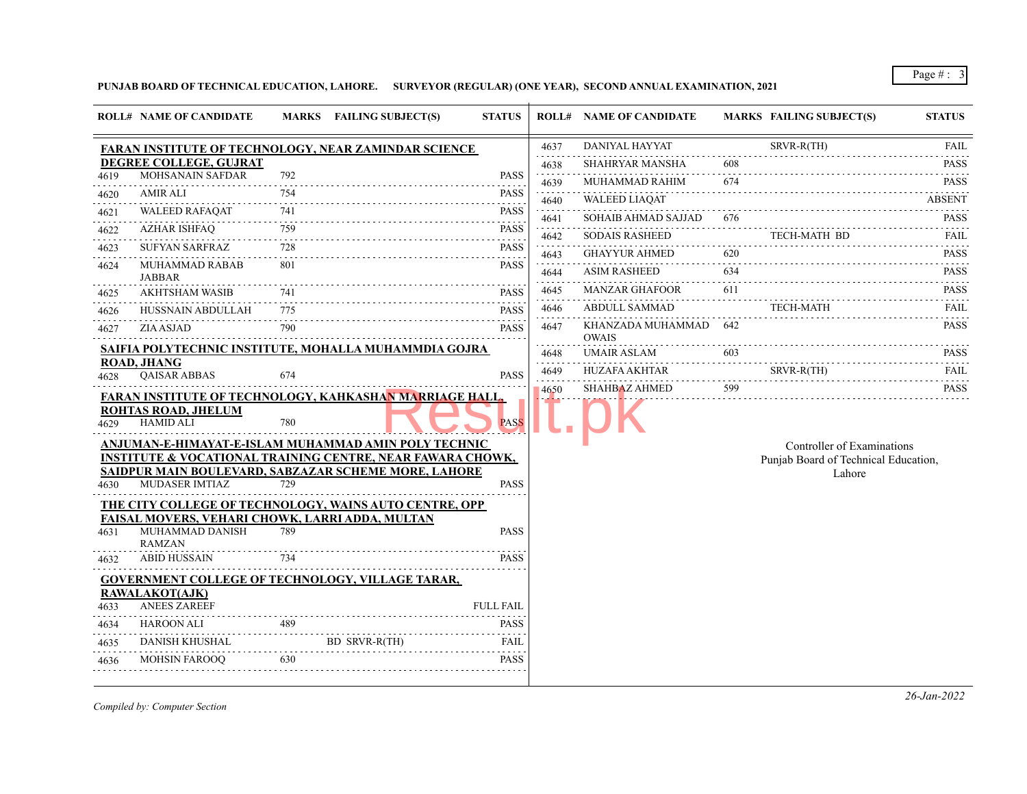**PUNJAB BOARD OF TECHNICAL EDUCATION, LAHORE. SURVEYOR (REGULAR) (ONE YEAR), SECOND ANNUAL EXAMINATION, 2021**

| ROLL# | NAME OF CANDIDATE | MARKS | FAILING SUBJECT(S) | STATUS |
|---|---|---|---|---|
| **FARAN INSTITUTE OF TECHNOLOGY, NEAR ZAMINDAR SCIENCE DEGREE COLLEGE, GUJRAT** | | | | |
| 4619 | MOHSANAIN SAFDAR | 792 | | PASS |
| 4620 | AMIR ALI | 754 | | PASS |
| 4621 | WALEED RAFAQAT | 741 | | PASS |
| 4622 | AZHAR ISHFAQ | 759 | | PASS |
| 4623 | SUFYAN SARFRAZ | 728 | | PASS |
| 4624 | MUHAMMAD RABAB JABBAR | 801 | | PASS |
| 4625 | AKHTSHAM WASIB | 741 | | PASS |
| 4626 | HUSSNAIN ABDULLAH | 775 | | PASS |
| 4627 | ZIA ASJAD | 790 | | PASS |
| **SAIFIA POLYTECHNIC INSTITUTE, MOHALLA MUHAMMDIA GOJRA ROAD, JHANG** | | | | |
| 4628 | QAISAR ABBAS | 674 | | PASS |
| **FARAN INSTITUTE OF TECHNOLOGY, KAHKASHAN MARRIAGE HALL, ROHTAS ROAD, JHELUM** | | | | |
| 4629 | HAMID ALI | 780 | | PASS |
| **ANJUMAN-E-HIMAYAT-E-ISLAM MUHAMMAD AMIN POLY TECHNIC INSTITUTE & VOCATIONAL TRAINING CENTRE, NEAR FAWARA CHOWK, SAIDPUR MAIN BOULEVARD, SABZAZAR SCHEME MORE, LAHORE** | | | | |
| 4630 | MUDASER IMTIAZ | 729 | | PASS |
| **THE CITY COLLEGE OF TECHNOLOGY, WAINS AUTO CENTRE, OPP FAISAL MOVERS, VEHARI CHOWK, LARRI ADDA, MULTAN** | | | | |
| 4631 | MUHAMMAD DANISH RAMZAN | 789 | | PASS |
| 4632 | ABID HUSSAIN | 734 | | PASS |
| **GOVERNMENT COLLEGE OF TECHNOLOGY, VILLAGE TARAR, RAWALAKOT(AJK)** | | | | |
| 4633 | ANEES ZAREEF | | | FULL FAIL |
| 4634 | HAROON ALI | 489 | | PASS |
| 4635 | DANISH KHUSHAL | | BD SRVR-R(TH) | FAIL |
| 4636 | MOHSIN FAROOQ | 630 | | PASS |
| 4637 | DANIYAL HAYYAT | | SRVR-R(TH) | FAIL |
| 4638 | SHAHRYAR MANSHA | 608 | | PASS |
| 4639 | MUHAMMAD RAHIM | 674 | | PASS |
| 4640 | WALEED LIAQAT | | | ABSENT |
| 4641 | SOHAIB AHMAD SAJJAD | 676 | | PASS |
| 4642 | SODAIS RASHEED | | TECH-MATH BD | FAIL |
| 4643 | GHAYYUR AHMED | 620 | | PASS |
| 4644 | ASIM RASHEED | 634 | | PASS |
| 4645 | MANZAR GHAFOOR | 611 | | PASS |
| 4646 | ABDULL SAMMAD | | TECH-MATH | FAIL |
| 4647 | KHANZADA MUHAMMAD OWAIS | 642 | | PASS |
| 4648 | UMAIR ASLAM | 603 | | PASS |
| 4649 | HUZAFA AKHTAR | | SRVR-R(TH) | FAIL |
| 4650 | SHAHBAZ AHMED | 599 | | PASS |

Controller of Examinations
Punjab Board of Technical Education,
Lahore

*Compiled by: Computer Section*

*26-Jan-2022*